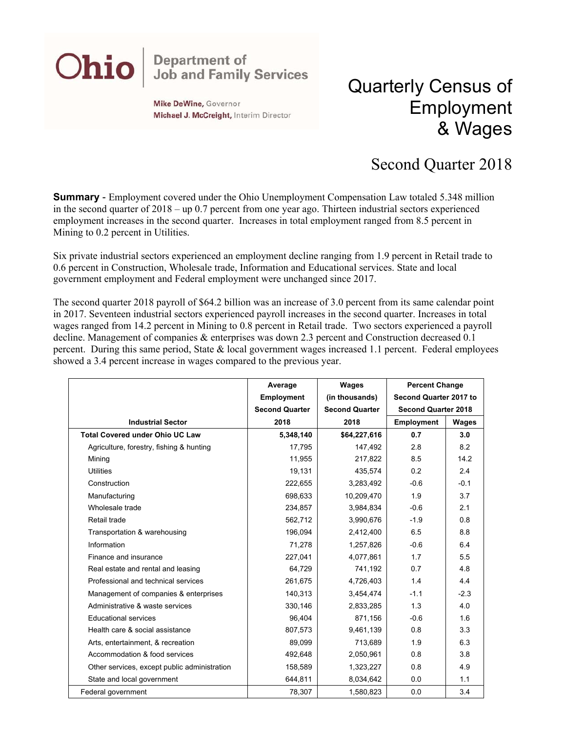Ohio | Department of Job and Family Services

Mike DeWine, Governor
Michael J. McCreight, Interim Director

# Quarterly Census of Employment & Wages

## Second Quarter 2018

**Summary** - Employment covered under the Ohio Unemployment Compensation Law totaled 5.348 million in the second quarter of 2018 – up 0.7 percent from one year ago. Thirteen industrial sectors experienced employment increases in the second quarter. Increases in total employment ranged from 8.5 percent in Mining to 0.2 percent in Utilities.

Six private industrial sectors experienced an employment decline ranging from 1.9 percent in Retail trade to 0.6 percent in Construction, Wholesale trade, Information and Educational services. State and local government employment and Federal employment were unchanged since 2017.

The second quarter 2018 payroll of $64.2 billion was an increase of 3.0 percent from its same calendar point in 2017. Seventeen industrial sectors experienced payroll increases in the second quarter. Increases in total wages ranged from 14.2 percent in Mining to 0.8 percent in Retail trade. Two sectors experienced a payroll decline. Management of companies & enterprises was down 2.3 percent and Construction decreased 0.1 percent. During this same period, State & local government wages increased 1.1 percent. Federal employees showed a 3.4 percent increase in wages compared to the previous year.

| Industrial Sector | Average Employment Second Quarter 2018 | Wages (in thousands) Second Quarter 2018 | Percent Change Second Quarter 2017 to Second Quarter 2018 | |
|---|---|---|---|---|
| | | | Employment | Wages |
| **Total Covered under Ohio UC Law** | **5,348,140** | **$64,227,616** | **0.7** | **3.0** |
| Agriculture, forestry, fishing & hunting | 17,795 | 147,492 | 2.8 | 8.2 |
| Mining | 11,955 | 217,822 | 8.5 | 14.2 |
| Utilities | 19,131 | 435,574 | 0.2 | 2.4 |
| Construction | 222,655 | 3,283,492 | -0.6 | -0.1 |
| Manufacturing | 698,633 | 10,209,470 | 1.9 | 3.7 |
| Wholesale trade | 234,857 | 3,984,834 | -0.6 | 2.1 |
| Retail trade | 562,712 | 3,990,676 | -1.9 | 0.8 |
| Transportation & warehousing | 196,094 | 2,412,400 | 6.5 | 8.8 |
| Information | 71,278 | 1,257,826 | -0.6 | 6.4 |
| Finance and insurance | 227,041 | 4,077,861 | 1.7 | 5.5 |
| Real estate and rental and leasing | 64,729 | 741,192 | 0.7 | 4.8 |
| Professional and technical services | 261,675 | 4,726,403 | 1.4 | 4.4 |
| Management of companies & enterprises | 140,313 | 3,454,474 | -1.1 | -2.3 |
| Administrative & waste services | 330,146 | 2,833,285 | 1.3 | 4.0 |
| Educational services | 96,404 | 871,156 | -0.6 | 1.6 |
| Health care & social assistance | 807,573 | 9,461,139 | 0.8 | 3.3 |
| Arts, entertainment, & recreation | 89,099 | 713,689 | 1.9 | 6.3 |
| Accommodation & food services | 492,648 | 2,050,961 | 0.8 | 3.8 |
| Other services, except public administration | 158,589 | 1,323,227 | 0.8 | 4.9 |
| State and local government | 644,811 | 8,034,642 | 0.0 | 1.1 |
| Federal government | 78,307 | 1,580,823 | 0.0 | 3.4 |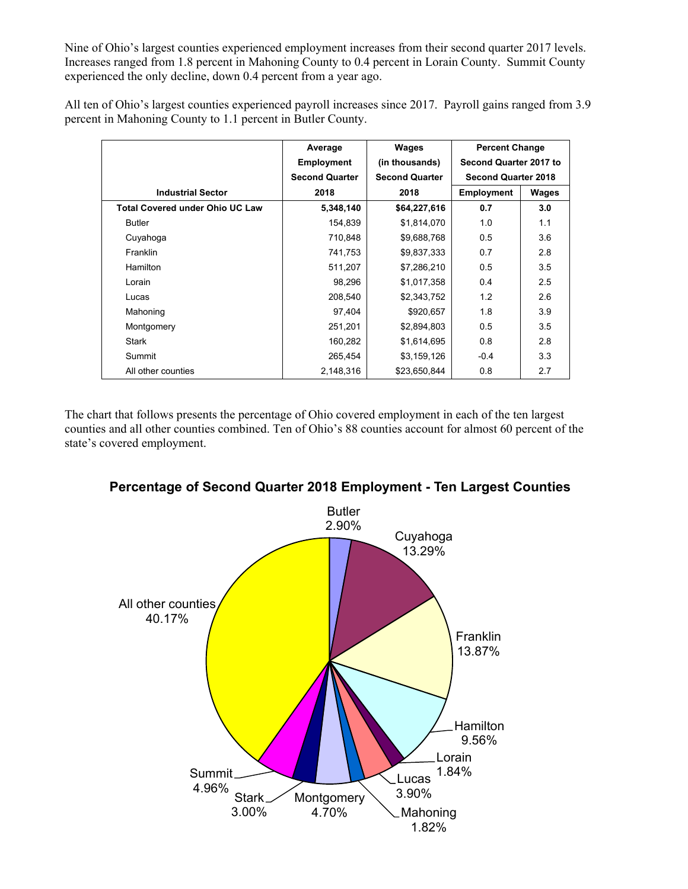Nine of Ohio's largest counties experienced employment increases from their second quarter 2017 levels. Increases ranged from 1.8 percent in Mahoning County to 0.4 percent in Lorain County. Summit County experienced the only decline, down 0.4 percent from a year ago.

All ten of Ohio's largest counties experienced payroll increases since 2017. Payroll gains ranged from 3.9 percent in Mahoning County to 1.1 percent in Butler County.

| Industrial Sector | Average Employment Second Quarter 2018 | Wages (in thousands) Second Quarter 2018 | Percent Change Second Quarter 2017 to Second Quarter 2018 | |
|---|---|---|---|---|
| | | | Employment | Wages |
| **Total Covered under Ohio UC Law** | **5,348,140** | **$64,227,616** | **0.7** | **3.0** |
| Butler | 154,839 | $1,814,070 | 1.0 | 1.1 |
| Cuyahoga | 710,848 | $9,688,768 | 0.5 | 3.6 |
| Franklin | 741,753 | $9,837,333 | 0.7 | 2.8 |
| Hamilton | 511,207 | $7,286,210 | 0.5 | 3.5 |
| Lorain | 98,296 | $1,017,358 | 0.4 | 2.5 |
| Lucas | 208,540 | $2,343,752 | 1.2 | 2.6 |
| Mahoning | 97,404 | $920,657 | 1.8 | 3.9 |
| Montgomery | 251,201 | $2,894,803 | 0.5 | 3.5 |
| Stark | 160,282 | $1,614,695 | 0.8 | 2.8 |
| Summit | 265,454 | $3,159,126 | -0.4 | 3.3 |
| All other counties | 2,148,316 | $23,650,844 | 0.8 | 2.7 |

The chart that follows presents the percentage of Ohio covered employment in each of the ten largest counties and all other counties combined. Ten of Ohio's 88 counties account for almost 60 percent of the state's covered employment.

**Percentage of Second Quarter 2018 Employment - Ten Largest Counties**

| County | Percentage |
|---|---|
| Butler | 2.90% |
| Cuyahoga | 13.29% |
| Franklin | 13.87% |
| Hamilton | 9.56% |
| Lorain | 1.84% |
| Lucas | 3.90% |
| Mahoning | 1.82% |
| Montgomery | 4.70% |
| Stark | 3.00% |
| Summit | 4.96% |
| All other counties | 40.17% |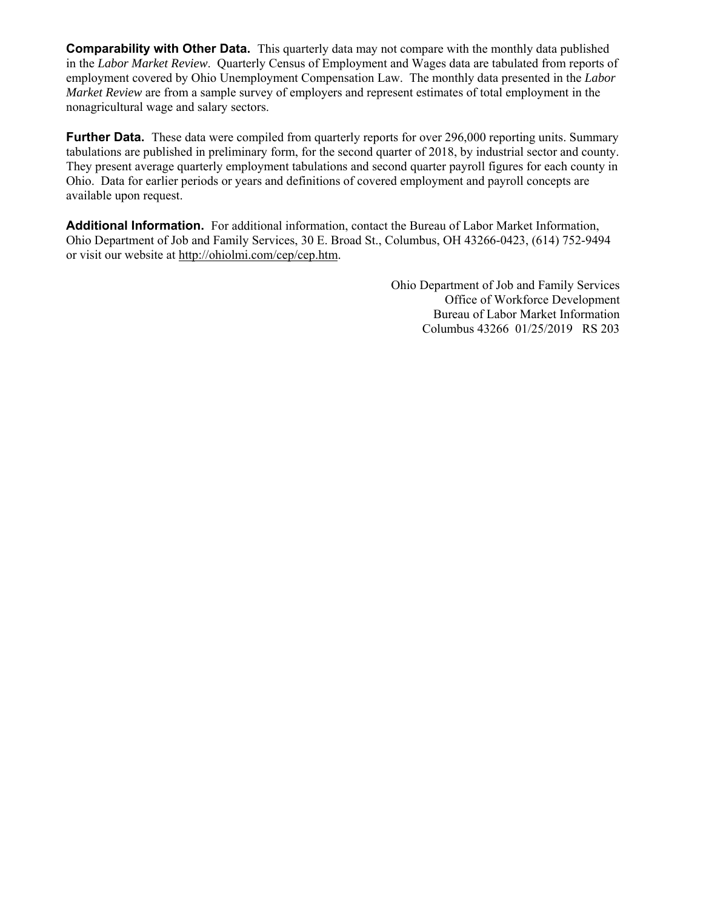**Comparability with Other Data.** This quarterly data may not compare with the monthly data published in the *Labor Market Review*. Quarterly Census of Employment and Wages data are tabulated from reports of employment covered by Ohio Unemployment Compensation Law. The monthly data presented in the *Labor Market Review* are from a sample survey of employers and represent estimates of total employment in the nonagricultural wage and salary sectors.

**Further Data.** These data were compiled from quarterly reports for over 296,000 reporting units. Summary tabulations are published in preliminary form, for the second quarter of 2018, by industrial sector and county. They present average quarterly employment tabulations and second quarter payroll figures for each county in Ohio. Data for earlier periods or years and definitions of covered employment and payroll concepts are available upon request.

**Additional Information.** For additional information, contact the Bureau of Labor Market Information, Ohio Department of Job and Family Services, 30 E. Broad St., Columbus, OH 43266-0423, (614) 752-9494 or visit our website at http://ohiolmi.com/cep/cep.htm.

Ohio Department of Job and Family Services
Office of Workforce Development
Bureau of Labor Market Information
Columbus 43266 01/25/2019 RS 203